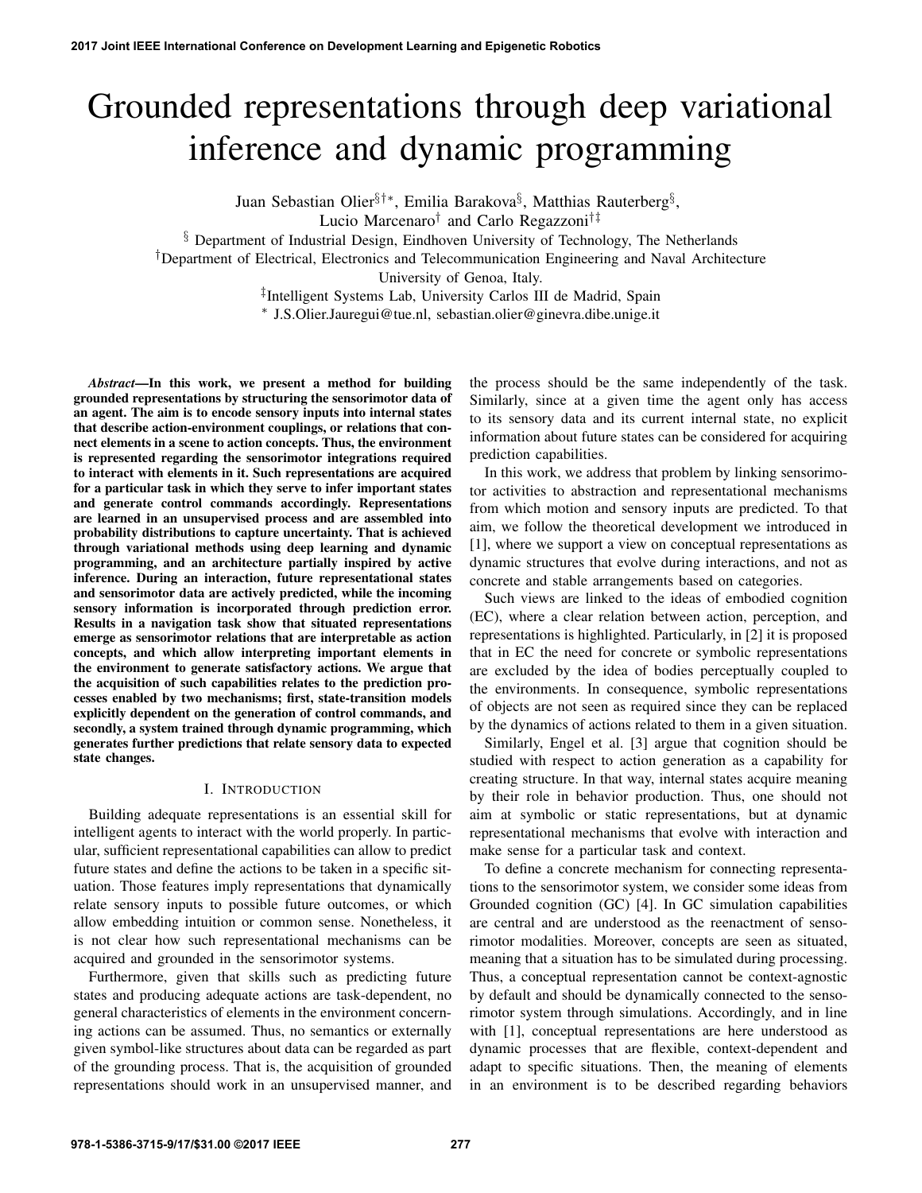# Grounded representations through deep variational inference and dynamic programming

Juan Sebastian Olier[§†*], Emilia Barakova[§], Matthias Rauterberg[§], Lucio Marcenaro[†] and Carlo Regazzoni[†‡]

[§] Department of Industrial Design, Eindhoven University of Technology, The Netherlands

[†]Department of Electrical, Electronics and Telecommunication Engineering and Naval Architecture University of Genoa, Italy.

[‡]Intelligent Systems Lab, University Carlos III de Madrid, Spain

[*] J.S.Olier.Jauregui@tue.nl, sebastian.olier@ginevra.dibe.unige.it

***Abstract*—In this work, we present a method for building grounded representations by structuring the sensorimotor data of an agent. The aim is to encode sensory inputs into internal states that describe action-environment couplings, or relations that connect elements in a scene to action concepts. Thus, the environment is represented regarding the sensorimotor integrations required to interact with elements in it. Such representations are acquired for a particular task in which they serve to infer important states and generate control commands accordingly. Representations are learned in an unsupervised process and are assembled into probability distributions to capture uncertainty. That is achieved through variational methods using deep learning and dynamic programming, and an architecture partially inspired by active inference. During an interaction, future representational states and sensorimotor data are actively predicted, while the incoming sensory information is incorporated through prediction error. Results in a navigation task show that situated representations emerge as sensorimotor relations that are interpretable as action concepts, and which allow interpreting important elements in the environment to generate satisfactory actions. We argue that the acquisition of such capabilities relates to the prediction processes enabled by two mechanisms; first, state-transition models explicitly dependent on the generation of control commands, and secondly, a system trained through dynamic programming, which generates further predictions that relate sensory data to expected state changes.**

## I. Introduction

Building adequate representations is an essential skill for intelligent agents to interact with the world properly. In particular, sufficient representational capabilities can allow to predict future states and define the actions to be taken in a specific situation. Those features imply representations that dynamically relate sensory inputs to possible future outcomes, or which allow embedding intuition or common sense. Nonetheless, it is not clear how such representational mechanisms can be acquired and grounded in the sensorimotor systems.

Furthermore, given that skills such as predicting future states and producing adequate actions are task-dependent, no general characteristics of elements in the environment concerning actions can be assumed. Thus, no semantics or externally given symbol-like structures about data can be regarded as part of the grounding process. That is, the acquisition of grounded representations should work in an unsupervised manner, and the process should be the same independently of the task. Similarly, since at a given time the agent only has access to its sensory data and its current internal state, no explicit information about future states can be considered for acquiring prediction capabilities.

In this work, we address that problem by linking sensorimotor activities to abstraction and representational mechanisms from which motion and sensory inputs are predicted. To that aim, we follow the theoretical development we introduced in [1], where we support a view on conceptual representations as dynamic structures that evolve during interactions, and not as concrete and stable arrangements based on categories.

Such views are linked to the ideas of embodied cognition (EC), where a clear relation between action, perception, and representations is highlighted. Particularly, in [2] it is proposed that in EC the need for concrete or symbolic representations are excluded by the idea of bodies perceptually coupled to the environments. In consequence, symbolic representations of objects are not seen as required since they can be replaced by the dynamics of actions related to them in a given situation.

Similarly, Engel et al. [3] argue that cognition should be studied with respect to action generation as a capability for creating structure. In that way, internal states acquire meaning by their role in behavior production. Thus, one should not aim at symbolic or static representations, but at dynamic representational mechanisms that evolve with interaction and make sense for a particular task and context.

To define a concrete mechanism for connecting representations to the sensorimotor system, we consider some ideas from Grounded cognition (GC) [4]. In GC simulation capabilities are central and are understood as the reenactment of sensorimotor modalities. Moreover, concepts are seen as situated, meaning that a situation has to be simulated during processing. Thus, a conceptual representation cannot be context-agnostic by default and should be dynamically connected to the sensorimotor system through simulations. Accordingly, and in line with [1], conceptual representations are here understood as dynamic processes that are flexible, context-dependent and adapt to specific situations. Then, the meaning of elements in an environment is to be described regarding behaviors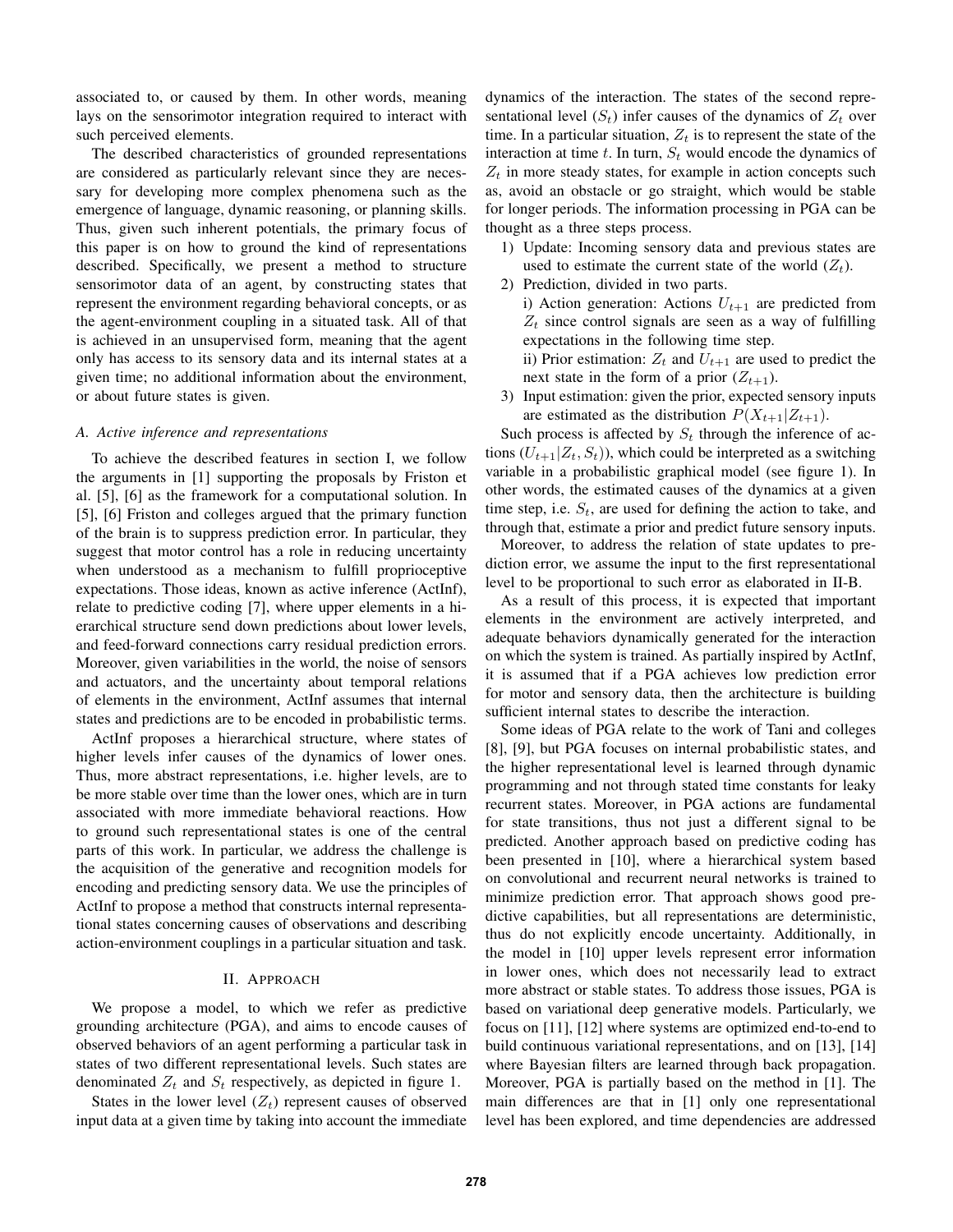associated to, or caused by them. In other words, meaning lays on the sensorimotor integration required to interact with such perceived elements.

The described characteristics of grounded representations are considered as particularly relevant since they are necessary for developing more complex phenomena such as the emergence of language, dynamic reasoning, or planning skills. Thus, given such inherent potentials, the primary focus of this paper is on how to ground the kind of representations described. Specifically, we present a method to structure sensorimotor data of an agent, by constructing states that represent the environment regarding behavioral concepts, or as the agent-environment coupling in a situated task. All of that is achieved in an unsupervised form, meaning that the agent only has access to its sensory data and its internal states at a given time; no additional information about the environment, or about future states is given.

### A. Active inference and representations

To achieve the described features in section I, we follow the arguments in [1] supporting the proposals by Friston et al. [5], [6] as the framework for a computational solution. In [5], [6] Friston and colleges argued that the primary function of the brain is to suppress prediction error. In particular, they suggest that motor control has a role in reducing uncertainty when understood as a mechanism to fulfill proprioceptive expectations. Those ideas, known as active inference (ActInf), relate to predictive coding [7], where upper elements in a hierarchical structure send down predictions about lower levels, and feed-forward connections carry residual prediction errors. Moreover, given variabilities in the world, the noise of sensors and actuators, and the uncertainty about temporal relations of elements in the environment, ActInf assumes that internal states and predictions are to be encoded in probabilistic terms.

ActInf proposes a hierarchical structure, where states of higher levels infer causes of the dynamics of lower ones. Thus, more abstract representations, i.e. higher levels, are to be more stable over time than the lower ones, which are in turn associated with more immediate behavioral reactions. How to ground such representational states is one of the central parts of this work. In particular, we address the challenge is the acquisition of the generative and recognition models for encoding and predicting sensory data. We use the principles of ActInf to propose a method that constructs internal representational states concerning causes of observations and describing action-environment couplings in a particular situation and task.

## II. Approach

We propose a model, to which we refer as predictive grounding architecture (PGA), and aims to encode causes of observed behaviors of an agent performing a particular task in states of two different representational levels. Such states are denominated $Z_t$ and $S_t$ respectively, as depicted in figure 1.

States in the lower level ($Z_t$) represent causes of observed input data at a given time by taking into account the immediate dynamics of the interaction. The states of the second representational level ($S_t$) infer causes of the dynamics of $Z_t$ over time. In a particular situation, $Z_t$ is to represent the state of the interaction at time $t$. In turn, $S_t$ would encode the dynamics of $Z_t$ in more steady states, for example in action concepts such as, avoid an obstacle or go straight, which would be stable for longer periods. The information processing in PGA can be thought as a three steps process.

1) Update: Incoming sensory data and previous states are used to estimate the current state of the world ($Z_t$).
2) Prediction, divided in two parts.
   i) Action generation: Actions $U_{t+1}$ are predicted from $Z_t$ since control signals are seen as a way of fulfilling expectations in the following time step.
   ii) Prior estimation: $Z_t$ and $U_{t+1}$ are used to predict the next state in the form of a prior ($Z_{t+1}$).
3) Input estimation: given the prior, expected sensory inputs are estimated as the distribution $P(X_{t+1}|Z_{t+1})$.

Such process is affected by $S_t$ through the inference of actions ($U_{t+1}|Z_t, S_t$)), which could be interpreted as a switching variable in a probabilistic graphical model (see figure 1). In other words, the estimated causes of the dynamics at a given time step, i.e. $S_t$, are used for defining the action to take, and through that, estimate a prior and predict future sensory inputs.

Moreover, to address the relation of state updates to prediction error, we assume the input to the first representational level to be proportional to such error as elaborated in II-B.

As a result of this process, it is expected that important elements in the environment are actively interpreted, and adequate behaviors dynamically generated for the interaction on which the system is trained. As partially inspired by ActInf, it is assumed that if a PGA achieves low prediction error for motor and sensory data, then the architecture is building sufficient internal states to describe the interaction.

Some ideas of PGA relate to the work of Tani and colleges [8], [9], but PGA focuses on internal probabilistic states, and the higher representational level is learned through dynamic programming and not through stated time constants for leaky recurrent states. Moreover, in PGA actions are fundamental for state transitions, thus not just a different signal to be predicted. Another approach based on predictive coding has been presented in [10], where a hierarchical system based on convolutional and recurrent neural networks is trained to minimize prediction error. That approach shows good predictive capabilities, but all representations are deterministic, thus do not explicitly encode uncertainty. Additionally, in the model in [10] upper levels represent error information in lower ones, which does not necessarily lead to extract more abstract or stable states. To address those issues, PGA is based on variational deep generative models. Particularly, we focus on [11], [12] where systems are optimized end-to-end to build continuous variational representations, and on [13], [14] where Bayesian filters are learned through back propagation. Moreover, PGA is partially based on the method in [1]. The main differences are that in [1] only one representational level has been explored, and time dependencies are addressed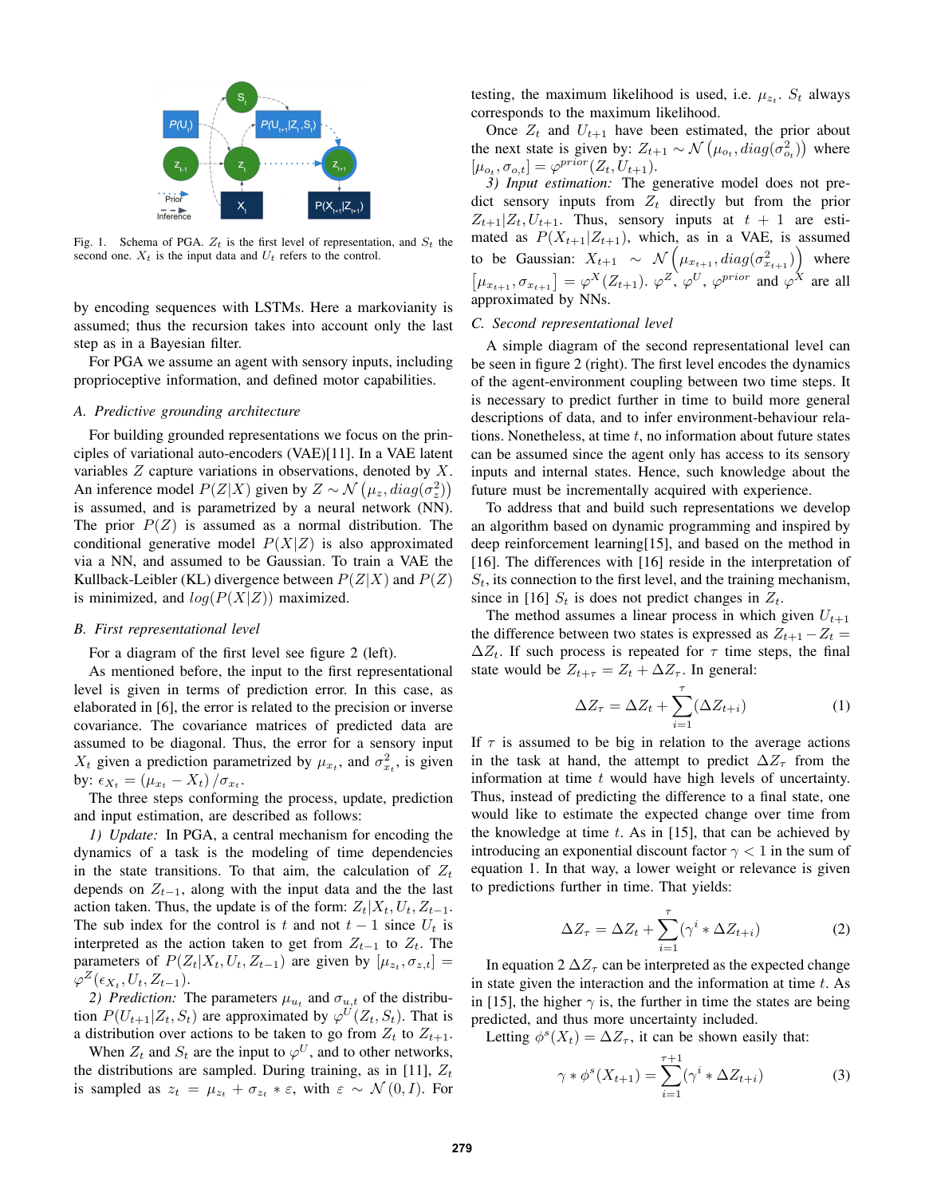Fig. 1. Schema of PGA. $Z_t$ is the first level of representation, and $S_t$ the second one. $X_t$ is the input data and $U_t$ refers to the control.

by encoding sequences with LSTMs. Here a markovianity is assumed; thus the recursion takes into account only the last step as in a Bayesian filter.

For PGA we assume an agent with sensory inputs, including proprioceptive information, and defined motor capabilities.

### A. Predictive grounding architecture

For building grounded representations we focus on the principles of variational auto-encoders (VAE)[11]. In a VAE latent variables $Z$ capture variations in observations, denoted by $X$. An inference model $P(Z|X)$ given by $Z \sim \mathcal{N}\left(\mu_z, diag(\sigma_z^2)\right)$ is assumed, and is parametrized by a neural network (NN). The prior $P(Z)$ is assumed as a normal distribution. The conditional generative model $P(X|Z)$ is also approximated via a NN, and assumed to be Gaussian. To train a VAE the Kullback-Leibler (KL) divergence between $P(Z|X)$ and $P(Z)$ is minimized, and $log(P(X|Z))$ maximized.

### B. First representational level

For a diagram of the first level see figure 2 (left).

As mentioned before, the input to the first representational level is given in terms of prediction error. In this case, as elaborated in [6], the error is related to the precision or inverse covariance. The covariance matrices of predicted data are assumed to be diagonal. Thus, the error for a sensory input $X_t$ given a prediction parametrized by $\mu_{x_t}$, and $\sigma^2_{x_t}$, is given by: $\epsilon_{X_t} = (\mu_{x_t} - X_t)/\sigma_{x_t}$.

The three steps conforming the process, update, prediction and input estimation, are described as follows:

*1) Update:* In PGA, a central mechanism for encoding the dynamics of a task is the modeling of time dependencies in the state transitions. To that aim, the calculation of $Z_t$ depends on $Z_{t-1}$, along with the input data and the the last action taken. Thus, the update is of the form: $Z_t|X_t, U_t, Z_{t-1}$. The sub index for the control is $t$ and not $t-1$ since $U_t$ is interpreted as the action taken to get from $Z_{t-1}$ to $Z_t$. The parameters of $P(Z_t|X_t, U_t, Z_{t-1})$ are given by $[\mu_{z_t}, \sigma_{z,t}] = \varphi^Z(\epsilon_{X_t}, U_t, Z_{t-1})$.

*2) Prediction:* The parameters $\mu_{u_t}$ and $\sigma_{u,t}$ of the distribution $P(U_{t+1}|Z_t, S_t)$ are approximated by $\varphi^U(Z_t, S_t)$. That is a distribution over actions to be taken to go from $Z_t$ to $Z_{t+1}$.

When $Z_t$ and $S_t$ are the input to $\varphi^U$, and to other networks, the distributions are sampled. During training, as in [11], $Z_t$ is sampled as $z_t = \mu_{z_t} + \sigma_{z_t} * \varepsilon$, with $\varepsilon \sim \mathcal{N}(0, I)$. For testing, the maximum likelihood is used, i.e. $\mu_{z_t}$. $S_t$ always corresponds to the maximum likelihood.

Once $Z_t$ and $U_{t+1}$ have been estimated, the prior about the next state is given by: $Z_{t+1} \sim \mathcal{N}\left(\mu_{o_t}, diag(\sigma^2_{o_t})\right)$ where $[\mu_{o_t}, \sigma_{o,t}] = \varphi^{prior}(Z_t, U_{t+1})$.

*3) Input estimation:* The generative model does not predict sensory inputs from $Z_t$ directly but from the prior $Z_{t+1}|Z_t, U_{t+1}$. Thus, sensory inputs at $t+1$ are estimated as $P(X_{t+1}|Z_{t+1})$, which, as in a VAE, is assumed to be Gaussian: $X_{t+1} \sim \mathcal{N}\left(\mu_{x_{t+1}}, diag(\sigma^2_{x_{t+1}})\right)$ where $[\mu_{x_{t+1}}, \sigma_{x_{t+1}}] = \varphi^X(Z_{t+1})$. $\varphi^Z$, $\varphi^U$, $\varphi^{prior}$ and $\varphi^X$ are all approximated by NNs.

### C. Second representational level

A simple diagram of the second representational level can be seen in figure 2 (right). The first level encodes the dynamics of the agent-environment coupling between two time steps. It is necessary to predict further in time to build more general descriptions of data, and to infer environment-behaviour relations. Nonetheless, at time $t$, no information about future states can be assumed since the agent only has access to its sensory inputs and internal states. Hence, such knowledge about the future must be incrementally acquired with experience.

To address that and build such representations we develop an algorithm based on dynamic programming and inspired by deep reinforcement learning[15], and based on the method in [16]. The differences with [16] reside in the interpretation of $S_t$, its connection to the first level, and the training mechanism, since in [16] $S_t$ is does not predict changes in $Z_t$.

The method assumes a linear process in which given $U_{t+1}$ the difference between two states is expressed as $Z_{t+1} - Z_t = \Delta Z_t$. If such process is repeated for $\tau$ time steps, the final state would be $Z_{t+\tau} = Z_t + \Delta Z_\tau$. In general:

$$\Delta Z_\tau = \Delta Z_t + \sum_{i=1}^{\tau}(\Delta Z_{t+i}) \tag{1}$$

If $\tau$ is assumed to be big in relation to the average actions in the task at hand, the attempt to predict $\Delta Z_\tau$ from the information at time $t$ would have high levels of uncertainty. Thus, instead of predicting the difference to a final state, one would like to estimate the expected change over time from the knowledge at time $t$. As in [15], that can be achieved by introducing an exponential discount factor $\gamma < 1$ in the sum of equation 1. In that way, a lower weight or relevance is given to predictions further in time. That yields:

$$\Delta Z_\tau = \Delta Z_t + \sum_{i=1}^{\tau}(\gamma^i * \Delta Z_{t+i}) \tag{2}$$

In equation 2 $\Delta Z_\tau$ can be interpreted as the expected change in state given the interaction and the information at time $t$. As in [15], the higher $\gamma$ is, the further in time the states are being predicted, and thus more uncertainty included.

Letting $\phi^s(X_t) = \Delta Z_\tau$, it can be shown easily that:

$$\gamma * \phi^s(X_{t+1}) = \sum_{i=1}^{\tau+1}(\gamma^i * \Delta Z_{t+i}) \tag{3}$$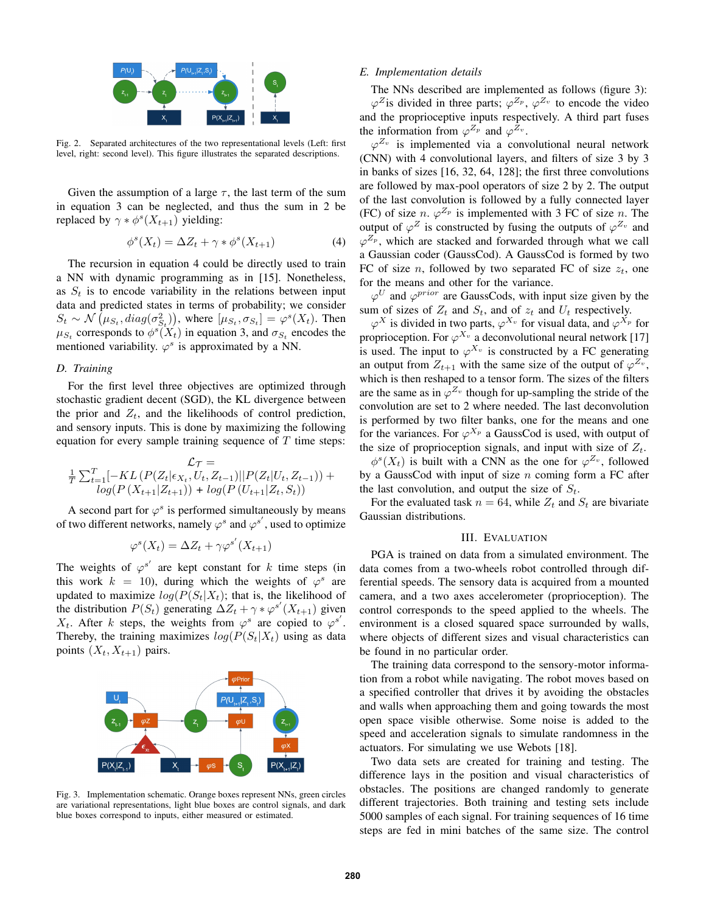Fig. 2. Separated architectures of the two representational levels (Left: first level, right: second level). This figure illustrates the separated descriptions.

Given the assumption of a large $\tau$, the last term of the sum in equation 3 can be neglected, and thus the sum in 2 be replaced by $\gamma * \phi^s(X_{t+1})$ yielding:

$$\phi^s(X_t) = \Delta Z_t + \gamma * \phi^s(X_{t+1}) \tag{4}$$

The recursion in equation 4 could be directly used to train a NN with dynamic programming as in [15]. Nonetheless, as $S_t$ is to encode variability in the relations between input data and predicted states in terms of probability; we consider $S_t \sim \mathcal{N}\left(\mu_{S_t}, diag(\sigma^2_{S_t})\right)$, where $[\mu_{S_t}, \sigma_{S_t}] = \varphi^s(X_t)$. Then $\mu_{S_t}$ corresponds to $\phi^s(X_t)$ in equation 3, and $\sigma_{S_t}$ encodes the mentioned variability. $\varphi^s$ is approximated by a NN.

### D. Training

For the first level three objectives are optimized through stochastic gradient decent (SGD), the KL divergence between the prior and $Z_t$, and the likelihoods of control prediction, and sensory inputs. This is done by maximizing the following equation for every sample training sequence of $T$ time steps:

$$\mathcal{L}_\mathcal{T} = \frac{1}{T}\sum_{t=1}^{T}[-KL\left(P(Z_t|\epsilon_{X_t}, U_t, Z_{t-1})||P(Z_t|U_t, Z_{t-1})\right) + log(P\left(X_{t+1}|Z_{t+1}\right)) + log(P\left(U_{t+1}|Z_t, S_t\right))$$

A second part for $\varphi^s$ is performed simultaneously by means of two different networks, namely $\varphi^s$ and $\varphi^{s'}$, used to optimize

$$\varphi^s(X_t) = \Delta Z_t + \gamma\varphi^{s'}(X_{t+1})$$

The weights of $\varphi^{s'}$ are kept constant for $k$ time steps (in this work $k = 10$), during which the weights of $\varphi^s$ are updated to maximize $log(P(S_t|X_t)$; that is, the likelihood of the distribution $P(S_t)$ generating $\Delta Z_t + \gamma * \varphi^{s'}(X_{t+1})$ given $X_t$. After $k$ steps, the weights from $\varphi^s$ are copied to $\varphi^{s'}$. Thereby, the training maximizes $log(P(S_t|X_t)$ using as data points $(X_t, X_{t+1})$ pairs.

Fig. 3. Implementation schematic. Orange boxes represent NNs, green circles are variational representations, light blue boxes are control signals, and dark blue boxes correspond to inputs, either measured or estimated.

### E. Implementation details

The NNs described are implemented as follows (figure 3): $\varphi^Z$is divided in three parts; $\varphi^{Z_p}$, $\varphi^{Z_v}$ to encode the video and the proprioceptive inputs respectively. A third part fuses the information from $\varphi^{Z_p}$ and $\varphi^{Z_v}$.

$\varphi^{Z_v}$ is implemented via a convolutional neural network (CNN) with 4 convolutional layers, and filters of size 3 by 3 in banks of sizes [16, 32, 64, 128]; the first three convolutions are followed by max-pool operators of size 2 by 2. The output of the last convolution is followed by a fully connected layer (FC) of size $n$. $\varphi^{Z_p}$ is implemented with 3 FC of size $n$. The output of $\varphi^Z$ is constructed by fusing the outputs of $\varphi^{Z_v}$ and $\varphi^{Z_p}$, which are stacked and forwarded through what we call a Gaussian coder (GaussCod). A GaussCod is formed by two FC of size $n$, followed by two separated FC of size $z_t$, one for the means and other for the variance.

$\varphi^U$ and $\varphi^{prior}$ are GaussCods, with input size given by the sum of sizes of $Z_t$ and $S_t$, and of $z_t$ and $U_t$ respectively.

$\varphi^X$ is divided in two parts, $\varphi^{X_v}$ for visual data, and $\varphi^{X_p}$ for proprioception. For $\varphi^{X_v}$ a deconvolutional neural network [17] is used. The input to $\varphi^{X_v}$ is constructed by a FC generating an output from $Z_{t+1}$ with the same size of the output of $\varphi^{Z_v}$, which is then reshaped to a tensor form. The sizes of the filters are the same as in $\varphi^{Z_v}$ though for up-sampling the stride of the convolution are set to 2 where needed. The last deconvolution is performed by two filter banks, one for the means and one for the variances. For $\varphi^{X_p}$ a GaussCod is used, with output of the size of proprioception signals, and input with size of $Z_t$.

$\phi^s(X_t)$ is built with a CNN as the one for $\varphi^{Z_v}$, followed by a GaussCod with input of size $n$ coming form a FC after the last convolution, and output the size of $S_t$.

For the evaluated task $n = 64$, while $Z_t$ and $S_t$ are bivariate Gaussian distributions.

## III. Evaluation

PGA is trained on data from a simulated environment. The data comes from a two-wheels robot controlled through differential speeds. The sensory data is acquired from a mounted camera, and a two axes accelerometer (proprioception). The control corresponds to the speed applied to the wheels. The environment is a closed squared space surrounded by walls, where objects of different sizes and visual characteristics can be found in no particular order.

The training data correspond to the sensory-motor information from a robot while navigating. The robot moves based on a specified controller that drives it by avoiding the obstacles and walls when approaching them and going towards the most open space visible otherwise. Some noise is added to the speed and acceleration signals to simulate randomness in the actuators. For simulating we use Webots [18].

Two data sets are created for training and testing. The difference lays in the position and visual characteristics of obstacles. The positions are changed randomly to generate different trajectories. Both training and testing sets include 5000 samples of each signal. For training sequences of 16 time steps are fed in mini batches of the same size. The control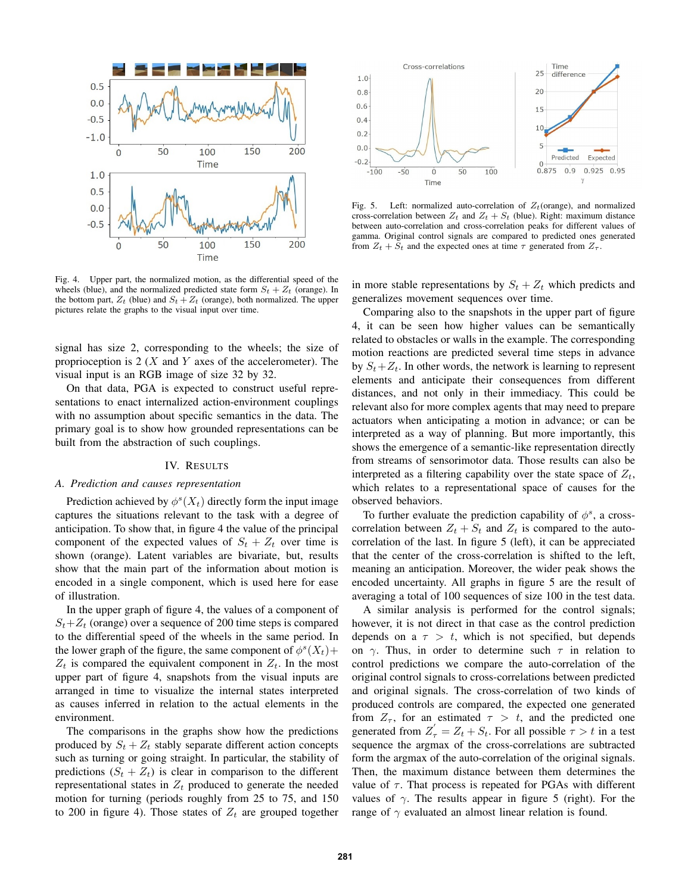Fig. 4. Upper part, the normalized motion, as the differential speed of the wheels (blue), and the normalized predicted state form $S_t + Z_t$ (orange). In the bottom part, $Z_t$ (blue) and $S_t + Z_t$ (orange), both normalized. The upper pictures relate the graphs to the visual input over time.

Fig. 5. Left: normalized auto-correlation of $Z_t$(orange), and normalized cross-correlation between $Z_t$ and $Z_t + S_t$ (blue). Right: maximum distance between auto-correlation and cross-correlation peaks for different values of gamma. Original control signals are compared to predicted ones generated from $Z_t + S_t$ and the expected ones at time $\tau$ generated from $Z_\tau$.

signal has size 2, corresponding to the wheels; the size of proprioception is 2 ($X$ and $Y$ axes of the accelerometer). The visual input is an RGB image of size 32 by 32.

On that data, PGA is expected to construct useful representations to enact internalized action-environment couplings with no assumption about specific semantics in the data. The primary goal is to show how grounded representations can be built from the abstraction of such couplings.

## IV. Results

### A. Prediction and causes representation

Prediction achieved by $\phi^s(X_t)$ directly form the input image captures the situations relevant to the task with a degree of anticipation. To show that, in figure 4 the value of the principal component of the expected values of $S_t + Z_t$ over time is shown (orange). Latent variables are bivariate, but, results show that the main part of the information about motion is encoded in a single component, which is used here for ease of illustration.

In the upper graph of figure 4, the values of a component of $S_t+Z_t$ (orange) over a sequence of 200 time steps is compared to the differential speed of the wheels in the same period. In the lower graph of the figure, the same component of $\phi^s(X_t)+Z_t$ is compared the equivalent component in $Z_t$. In the most upper part of figure 4, snapshots from the visual inputs are arranged in time to visualize the internal states interpreted as causes inferred in relation to the actual elements in the environment.

The comparisons in the graphs show how the predictions produced by $S_t + Z_t$ stably separate different action concepts such as turning or going straight. In particular, the stability of predictions ($S_t + Z_t$) is clear in comparison to the different representational states in $Z_t$ produced to generate the needed motion for turning (periods roughly from 25 to 75, and 150 to 200 in figure 4). Those states of $Z_t$ are grouped together in more stable representations by $S_t + Z_t$ which predicts and generalizes movement sequences over time.

Comparing also to the snapshots in the upper part of figure 4, it can be seen how higher values can be semantically related to obstacles or walls in the example. The corresponding motion reactions are predicted several time steps in advance by $S_t+Z_t$. In other words, the network is learning to represent elements and anticipate their consequences from different distances, and not only in their immediacy. This could be relevant also for more complex agents that may need to prepare actuators when anticipating a motion in advance; or can be interpreted as a way of planning. But more importantly, this shows the emergence of a semantic-like representation directly from streams of sensorimotor data. Those results can also be interpreted as a filtering capability over the state space of $Z_t$, which relates to a representational space of causes for the observed behaviors.

To further evaluate the prediction capability of $\phi^s$, a cross-correlation between $Z_t + S_t$ and $Z_t$ is compared to the auto-correlation of the last. In figure 5 (left), it can be appreciated that the center of the cross-correlation is shifted to the left, meaning an anticipation. Moreover, the wider peak shows the encoded uncertainty. All graphs in figure 5 are the result of averaging a total of 100 sequences of size 100 in the test data.

A similar analysis is performed for the control signals; however, it is not direct in that case as the control prediction depends on a $\tau > t$, which is not specified, but depends on $\gamma$. Thus, in order to determine such $\tau$ in relation to control predictions we compare the auto-correlation of the original control signals to cross-correlations between predicted and original signals. The cross-correlation of two kinds of produced controls are compared, the expected one generated from $Z_\tau$, for an estimated $\tau > t$, and the predicted one generated from $Z^{'}_\tau = Z_t + S_t$. For all possible $\tau > t$ in a test sequence the argmax of the cross-correlations are subtracted form the argmax of the auto-correlation of the original signals. Then, the maximum distance between them determines the value of $\tau$. That process is repeated for PGAs with different values of $\gamma$. The results appear in figure 5 (right). For the range of $\gamma$ evaluated an almost linear relation is found.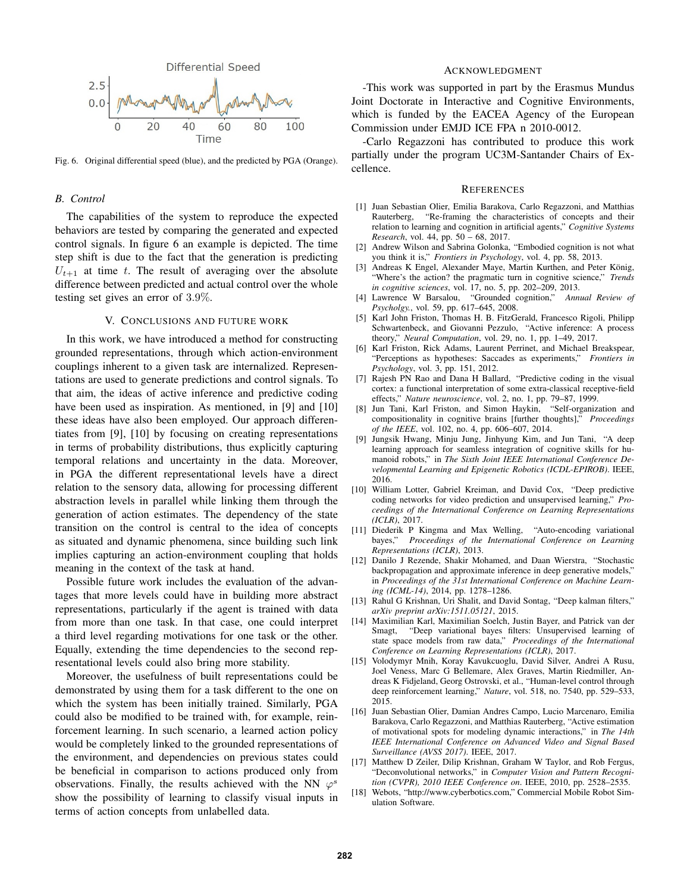Differential Speed

2.5

0.0

0 20 40 60 80 100

Time

Fig. 6. Original differential speed (blue), and the predicted by PGA (Orange).

### B. Control

The capabilities of the system to reproduce the expected behaviors are tested by comparing the generated and expected control signals. In figure 6 an example is depicted. The time step shift is due to the fact that the generation is predicting $U_{t+1}$ at time $t$. The result of averaging over the absolute difference between predicted and actual control over the whole testing set gives an error of $3.9\%$.

## V. Conclusions and future work

In this work, we have introduced a method for constructing grounded representations, through which action-environment couplings inherent to a given task are internalized. Representations are used to generate predictions and control signals. To that aim, the ideas of active inference and predictive coding have been used as inspiration. As mentioned, in [9] and [10] these ideas have also been employed. Our approach differentiates from [9], [10] by focusing on creating representations in terms of probability distributions, thus explicitly capturing temporal relations and uncertainty in the data. Moreover, in PGA the different representational levels have a direct relation to the sensory data, allowing for processing different abstraction levels in parallel while linking them through the generation of action estimates. The dependency of the state transition on the control is central to the idea of concepts as situated and dynamic phenomena, since building such link implies capturing an action-environment coupling that holds meaning in the context of the task at hand.

Possible future work includes the evaluation of the advantages that more levels could have in building more abstract representations, particularly if the agent is trained with data from more than one task. In that case, one could interpret a third level regarding motivations for one task or the other. Equally, extending the time dependencies to the second representational levels could also bring more stability.

Moreover, the usefulness of built representations could be demonstrated by using them for a task different to the one on which the system has been initially trained. Similarly, PGA could also be modified to be trained with, for example, reinforcement learning. In such scenario, a learned action policy would be completely linked to the grounded representations of the environment, and dependencies on previous states could be beneficial in comparison to actions produced only from observations. Finally, the results achieved with the NN $\varphi^s$ show the possibility of learning to classify visual inputs in terms of action concepts from unlabelled data.

## Acknowledgment

-This work was supported in part by the Erasmus Mundus Joint Doctorate in Interactive and Cognitive Environments, which is funded by the EACEA Agency of the European Commission under EMJD ICE FPA n 2010-0012.

-Carlo Regazzoni has contributed to produce this work partially under the program UC3M-Santander Chairs of Excellence.

## References

[1] Juan Sebastian Olier, Emilia Barakova, Carlo Regazzoni, and Matthias Rauterberg, "Re-framing the characteristics of concepts and their relation to learning and cognition in artificial agents," *Cognitive Systems Research*, vol. 44, pp. 50 – 68, 2017.

[2] Andrew Wilson and Sabrina Golonka, "Embodied cognition is not what you think it is," *Frontiers in Psychology*, vol. 4, pp. 58, 2013.

[3] Andreas K Engel, Alexander Maye, Martin Kurthen, and Peter König, "Where's the action? the pragmatic turn in cognitive science," *Trends in cognitive sciences*, vol. 17, no. 5, pp. 202–209, 2013.

[4] Lawrence W Barsalou, "Grounded cognition," *Annual Review of Psycholgy.*, vol. 59, pp. 617–645, 2008.

[5] Karl John Friston, Thomas H. B. FitzGerald, Francesco Rigoli, Philipp Schwartenbeck, and Giovanni Pezzulo, "Active inference: A process theory," *Neural Computation*, vol. 29, no. 1, pp. 1–49, 2017.

[6] Karl Friston, Rick Adams, Laurent Perrinet, and Michael Breakspear, "Perceptions as hypotheses: Saccades as experiments," *Frontiers in Psychology*, vol. 3, pp. 151, 2012.

[7] Rajesh PN Rao and Dana H Ballard, "Predictive coding in the visual cortex: a functional interpretation of some extra-classical receptive-field effects," *Nature neuroscience*, vol. 2, no. 1, pp. 79–87, 1999.

[8] Jun Tani, Karl Friston, and Simon Haykin, "Self-organization and compositionality in cognitive brains [further thoughts]," *Proceedings of the IEEE*, vol. 102, no. 4, pp. 606–607, 2014.

[9] Jungsik Hwang, Minju Jung, Jinhyung Kim, and Jun Tani, "A deep learning approach for seamless integration of cognitive skills for humanoid robots," in *The Sixth Joint IEEE International Conference Developmental Learning and Epigenetic Robotics (ICDL-EPIROB)*. IEEE, 2016.

[10] William Lotter, Gabriel Kreiman, and David Cox, "Deep predictive coding networks for video prediction and unsupervised learning," *Proceedings of the International Conference on Learning Representations (ICLR)*, 2017.

[11] Diederik P Kingma and Max Welling, "Auto-encoding variational bayes," *Proceedings of the International Conference on Learning Representations (ICLR)*, 2013.

[12] Danilo J Rezende, Shakir Mohamed, and Daan Wierstra, "Stochastic backpropagation and approximate inference in deep generative models," in *Proceedings of the 31st International Conference on Machine Learning (ICML-14)*, 2014, pp. 1278–1286.

[13] Rahul G Krishnan, Uri Shalit, and David Sontag, "Deep kalman filters," *arXiv preprint arXiv:1511.05121*, 2015.

[14] Maximilian Karl, Maximilian Soelch, Justin Bayer, and Patrick van der Smagt, "Deep variational bayes filters: Unsupervised learning of state space models from raw data," *Proceedings of the International Conference on Learning Representations (ICLR)*, 2017.

[15] Volodymyr Mnih, Koray Kavukcuoglu, David Silver, Andrei A Rusu, Joel Veness, Marc G Bellemare, Alex Graves, Martin Riedmiller, Andreas K Fidjeland, Georg Ostrovski, et al., "Human-level control through deep reinforcement learning," *Nature*, vol. 518, no. 7540, pp. 529–533, 2015.

[16] Juan Sebastian Olier, Damian Andres Campo, Lucio Marcenaro, Emilia Barakova, Carlo Regazzoni, and Matthias Rauterberg, "Active estimation of motivational spots for modeling dynamic interactions," in *The 14th IEEE International Conference on Advanced Video and Signal Based Surveillance (AVSS 2017)*. IEEE, 2017.

[17] Matthew D Zeiler, Dilip Krishnan, Graham W Taylor, and Rob Fergus, "Deconvolutional networks," in *Computer Vision and Pattern Recognition (CVPR), 2010 IEEE Conference on*. IEEE, 2010, pp. 2528–2535.

[18] Webots, "http://www.cyberbotics.com," Commercial Mobile Robot Simulation Software.